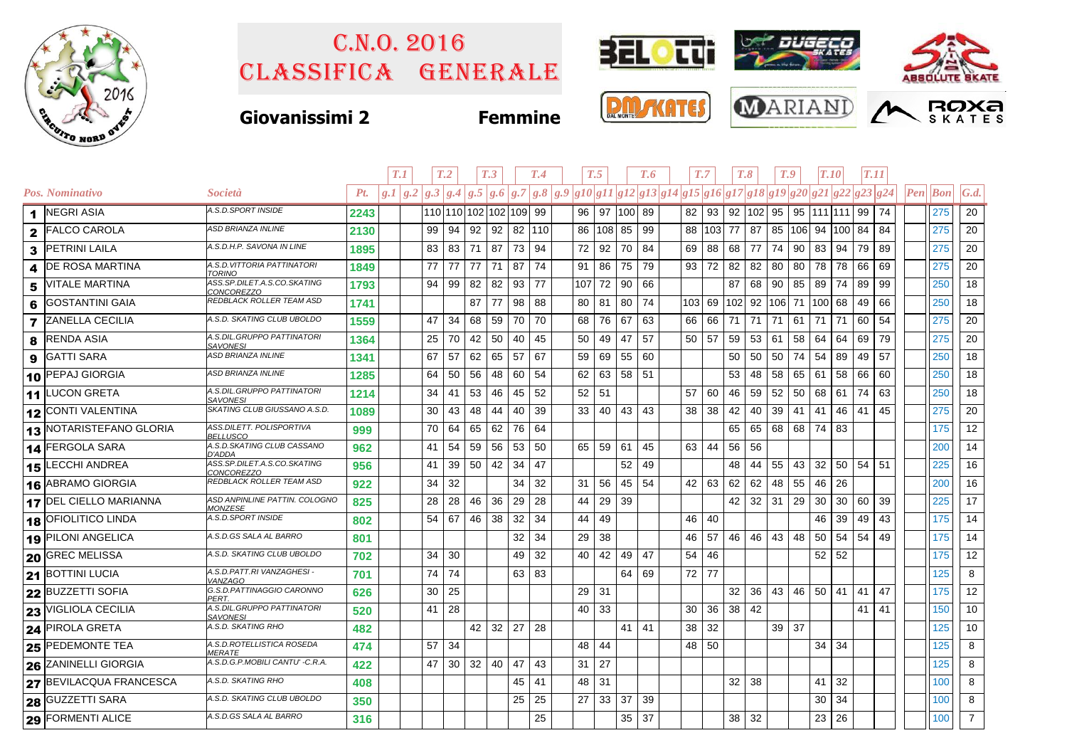# C.N.O. 2016
# Classifica Generale

**Giovanissimi 2** **Femmine**

| | | | | T.1 | | T.2 | | T.3 | | T.4 | | | T.5 | | T.6 | | | T.7 | | T.8 | | T.9 | | T.10 | | T.11 | | | | |
|---|---|---|---|---|---|---|---|---|---|---|---|---|---|---|---|---|---|---|---|---|---|---|---|---|---|---|---|---|---|---|
| *Pos.* | *Nominativo* | *Società* | *Pt.* | *g.1* | *g.2* | *g.3* | *g.4* | *g.5* | *g.6* | *g.7* | *g.8* | *g.9* | *g10* | *g11* | *g12* | *g13* | *g14* | *g15* | *g16* | *g17* | *g18* | *g19* | *g20* | *g21* | *g22* | *g23* | *g24* | *Pen* | *Bon* | *G.d.* |
| 1 | NEGRI ASIA | A.S.D.SPORT INSIDE | 2243 | | | 110 | 110 | 102 | 102 | 109 | 99 | | 96 | 97 | 100 | 89 | | 82 | 93 | 92 | 102 | 95 | 95 | 111 | 111 | 99 | 74 | | 275 | 20 |
| 2 | FALCO CAROLA | ASD BRIANZA INLINE | 2130 | | | 99 | 94 | 92 | 92 | 82 | 110 | | 86 | 108 | 85 | 99 | | 88 | 103 | 77 | 87 | 85 | 106 | 94 | 100 | 84 | 84 | | 275 | 20 |
| 3 | PETRINI LAILA | A.S.D.H.P. SAVONA IN LINE | 1895 | | | 83 | 83 | 71 | 87 | 73 | 94 | | 72 | 92 | 70 | 84 | | 69 | 88 | 68 | 77 | 74 | 90 | 83 | 94 | 79 | 89 | | 275 | 20 |
| 4 | DE ROSA MARTINA | A.S.D.VITTORIA PATTINATORI TORINO | 1849 | | | 77 | 77 | 77 | 71 | 87 | 74 | | 91 | 86 | 75 | 79 | | 93 | 72 | 82 | 82 | 80 | 80 | 78 | 78 | 66 | 69 | | 275 | 20 |
| 5 | VITALE MARTINA | ASS.SP.DILET.A.S.CO.SKATING CONCOREZZO | 1793 | | | 94 | 99 | 82 | 82 | 93 | 77 | | 107 | 72 | 90 | 66 | | | | 87 | 68 | 90 | 85 | 89 | 74 | 89 | 99 | | 250 | 18 |
| 6 | GOSTANTINI GAIA | REDBLACK ROLLER TEAM ASD | 1741 | | | | | 87 | 77 | 98 | 88 | | 80 | 81 | 80 | 74 | | 103 | 69 | 102 | 92 | 106 | 71 | 100 | 68 | 49 | 66 | | 250 | 18 |
| 7 | ZANELLA CECILIA | A.S.D. SKATING CLUB UBOLDO | 1559 | | | 47 | 34 | 68 | 59 | 70 | 70 | | 68 | 76 | 67 | 63 | | 66 | 66 | 71 | 71 | 71 | 61 | 71 | 71 | 60 | 54 | | 275 | 20 |
| 8 | RENDA ASIA | A.S.DIL.GRUPPO PATTINATORI SAVONESI | 1364 | | | 25 | 70 | 42 | 50 | 40 | 45 | | 50 | 49 | 47 | 57 | | 50 | 57 | 59 | 53 | 61 | 58 | 64 | 64 | 69 | 79 | | 275 | 20 |
| 9 | GATTI SARA | ASD BRIANZA INLINE | 1341 | | | 67 | 57 | 62 | 65 | 57 | 67 | | 59 | 69 | 55 | 60 | | | | 50 | 50 | 50 | 74 | 54 | 89 | 49 | 57 | | 250 | 18 |
| 10 | PEPAJ GIORGIA | ASD BRIANZA INLINE | 1285 | | | 64 | 50 | 56 | 48 | 60 | 54 | | 62 | 63 | 58 | 51 | | | | 53 | 48 | 58 | 65 | 61 | 58 | 66 | 60 | | 250 | 18 |
| 11 | LUCON GRETA | A.S.DIL.GRUPPO PATTINATORI SAVONESI | 1214 | | | 34 | 41 | 53 | 46 | 45 | 52 | | 52 | 51 | | | | 57 | 60 | 46 | 59 | 52 | 50 | 68 | 61 | 74 | 63 | | 250 | 18 |
| 12 | CONTI VALENTINA | SKATING CLUB GIUSSANO A.S.D. | 1089 | | | 30 | 43 | 48 | 44 | 40 | 39 | | 33 | 40 | 43 | 43 | | 38 | 38 | 42 | 40 | 39 | 41 | 41 | 46 | 41 | 45 | | 275 | 20 |
| 13 | NOTARISTEFANO GLORIA | ASS.DILETT. POLISPORTIVA BELLUSCO | 999 | | | 70 | 64 | 65 | 62 | 76 | 64 | | | | | | | | | 65 | 65 | 68 | 68 | 74 | 83 | | | | 175 | 12 |
| 14 | FERGOLA SARA | A.S.D.SKATING CLUB CASSANO D'ADDA | 962 | | | 41 | 54 | 59 | 56 | 53 | 50 | | 65 | 59 | 61 | 45 | | 63 | 44 | 56 | 56 | | | | | | | | 200 | 14 |
| 15 | LECCHI ANDREA | ASS.SP.DILET.A.S.CO.SKATING CONCOREZZO | 956 | | | 41 | 39 | 50 | 42 | 34 | 47 | | | | 52 | 49 | | | | 48 | 44 | 55 | 43 | 32 | 50 | 54 | 51 | | 225 | 16 |
| 16 | ABRAMO GIORGIA | REDBLACK ROLLER TEAM ASD | 922 | | | 34 | 32 | | | 34 | 32 | | 31 | 56 | 45 | 54 | | 42 | 63 | 62 | 62 | 48 | 55 | 46 | 26 | | | | 200 | 16 |
| 17 | DEL CIELLO MARIANNA | ASD ANPINLINE PATTIN. COLOGNO MONZESE | 825 | | | 28 | 28 | 46 | 36 | 29 | 28 | | 44 | 29 | 39 | | | | | 42 | 32 | 31 | 29 | 30 | 30 | 60 | 39 | | 225 | 17 |
| 18 | OFIOLITICO LINDA | A.S.D.SPORT INSIDE | 802 | | | 54 | 67 | 46 | 38 | 32 | 34 | | 44 | 49 | | | | 46 | 40 | | | | | 46 | 39 | 49 | 43 | | 175 | 14 |
| 19 | PILONI ANGELICA | A.S.D.GS SALA AL BARRO | 801 | | | | | | | 32 | 34 | | 29 | 38 | | | | 46 | 57 | 46 | 46 | 43 | 48 | 50 | 54 | 54 | 49 | | 175 | 14 |
| 20 | GREC MELISSA | A.S.D. SKATING CLUB UBOLDO | 702 | | | 34 | 30 | | | 49 | 32 | | 40 | 42 | 49 | 47 | | 54 | 46 | | | | | 52 | 52 | | | | 175 | 12 |
| 21 | BOTTINI LUCIA | A.S.D.PATT.RI VANZAGHESI - VANZAGO | 701 | | | 74 | 74 | | | 63 | 83 | | | | 64 | 69 | | 72 | 77 | | | | | | | | | | 125 | 8 |
| 22 | BUZZETTI SOFIA | G.S.D.PATTINAGGIO CARONNO PERT. | 626 | | | 30 | 25 | | | | | | 29 | 31 | | | | | | 32 | 36 | 43 | 46 | 50 | 41 | 41 | 47 | | 175 | 12 |
| 23 | VIGLIOLA CECILIA | A.S.DIL.GRUPPO PATTINATORI SAVONESI | 520 | | | 41 | 28 | | | | | | 40 | 33 | | | | 30 | 36 | 38 | 42 | | | | | 41 | 41 | | 150 | 10 |
| 24 | PIROLA GRETA | A.S.D. SKATING RHO | 482 | | | | | 42 | 32 | 27 | 28 | | | | 41 | 41 | | 38 | 32 | | | 39 | 37 | | | | | | 125 | 10 |
| 25 | PEDEMONTE TEA | A.S.D.ROTELLISTICA ROSEDA MERATE | 474 | | | 57 | 34 | | | | | | 48 | 44 | | | | 48 | 50 | | | | | 34 | 34 | | | | 125 | 8 |
| 26 | ZANINELLI GIORGIA | A.S.D.G.P.MOBILI CANTU' -C.R.A. | 422 | | | 47 | 30 | 32 | 40 | 47 | 43 | | 31 | 27 | | | | | | | | | | | | | | | 125 | 8 |
| 27 | BEVILACQUA FRANCESCA | A.S.D. SKATING RHO | 408 | | | | | | | 45 | 41 | | 48 | 31 | | | | | | 32 | 38 | | | 41 | 32 | | | | 100 | 8 |
| 28 | GUZZETTI SARA | A.S.D. SKATING CLUB UBOLDO | 350 | | | | | | | 25 | 25 | | 27 | 33 | 37 | 39 | | | | | | | | 30 | 34 | | | | 100 | 8 |
| 29 | FORMENTI ALICE | A.S.D.GS SALA AL BARRO | 316 | | | | | | | | 25 | | | | 35 | 37 | | | | 38 | 32 | | | 23 | 26 | | | | 100 | 7 |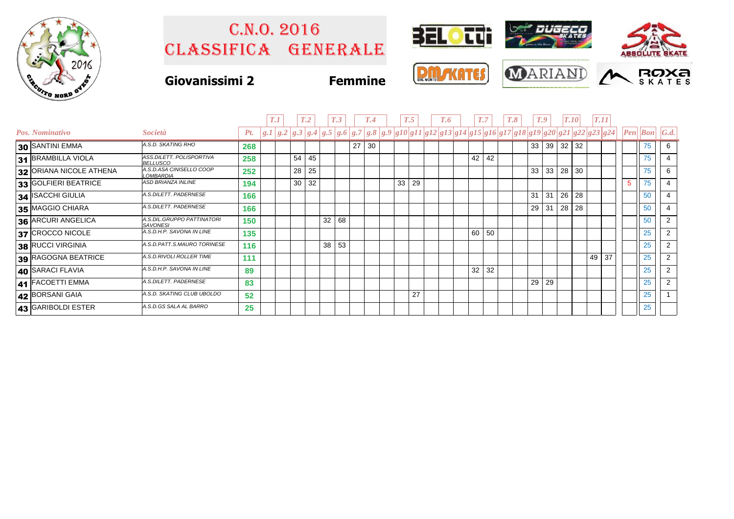# C.N.O. 2016
# CLASSIFICA GENERALE

## Giovanissimi 2 — Femmine

| Pos. | Nominativo | Società | Pt. | T.1 | | T.2 | | T.3 | | T.4 | | | T.5 | | T.6 | | | T.7 | | T.8 | | T.9 | | T.10 | | T.11 | | | | |
|---|---|---|---|---|---|---|---|---|---|---|---|---|---|---|---|---|---|---|---|---|---|---|---|---|---|---|---|---|---|---|
| | | | | g.1 | g.2 | g.3 | g.4 | g.5 | g.6 | g.7 | g.8 | g.9 | g10 | g11 | g12 | g13 | g14 | g15 | g16 | g17 | g18 | g19 | g20 | g21 | g22 | g23 | g24 | Pen | Bon | G.d. |
| 30 | SANTINI EMMA | A.S.D. SKATING RHO | 268 | | | | | | | 27 | 30 | | | | | | | | | | | 33 | 39 | 32 | 32 | | | | 75 | 6 |
| 31 | BRAMBILLA VIOLA | ASS.DILETT. POLISPORTIVA BELLUSCO | 258 | | | 54 | 45 | | | | | | | | | | | 42 | 42 | | | | | | | | | | 75 | 4 |
| 32 | ORIANA NICOLE ATHENA | A.S.D.ASA CINISELLO COOP LOMBARDIA | 252 | | | 28 | 25 | | | | | | | | | | | | | | | 33 | 33 | 28 | 30 | | | | 75 | 6 |
| 33 | GOLFIERI BEATRICE | ASD BRIANZA INLINE | 194 | | | 30 | 32 | | | | | | 33 | 29 | | | | | | | | | | | | | | 5 | 75 | 4 |
| 34 | ISACCHI GIULIA | A.S.DILETT. PADERNESE | 166 | | | | | | | | | | | | | | | | | | | 31 | 31 | 26 | 28 | | | | 50 | 4 |
| 35 | MAGGIO CHIARA | A.S.DILETT. PADERNESE | 166 | | | | | | | | | | | | | | | | | | | 29 | 31 | 28 | 28 | | | | 50 | 4 |
| 36 | ARCURI ANGELICA | A.S.DIL.GRUPPO PATTINATORI SAVONESI | 150 | | | | | 32 | 68 | | | | | | | | | | | | | | | | | | | | 50 | 2 |
| 37 | CROCCO NICOLE | A.S.D.H.P. SAVONA IN LINE | 135 | | | | | | | | | | | | | | | 60 | 50 | | | | | | | | | | 25 | 2 |
| 38 | RUCCI VIRGINIA | A.S.D.PATT.S.MAURO TORINESE | 116 | | | | | 38 | 53 | | | | | | | | | | | | | | | | | | | | 25 | 2 |
| 39 | RAGOGNA BEATRICE | A.S.D.RIVOLI ROLLER TIME | 111 | | | | | | | | | | | | | | | | | | | | | | | 49 | 37 | | 25 | 2 |
| 40 | SARACI FLAVIA | A.S.D.H.P. SAVONA IN LINE | 89 | | | | | | | | | | | | | | | 32 | 32 | | | | | | | | | | 25 | 2 |
| 41 | FACOETTI EMMA | A.S.DILETT. PADERNESE | 83 | | | | | | | | | | | | | | | | | | | 29 | 29 | | | | | | 25 | 2 |
| 42 | BORSANI GAIA | A.S.D. SKATING CLUB UBOLDO | 52 | | | | | | | | | | | 27 | | | | | | | | | | | | | | | 25 | 1 |
| 43 | GARIBOLDI ESTER | A.S.D.GS SALA AL BARRO | 25 | | | | | | | | | | | | | | | | | | | | | | | | | | 25 | |